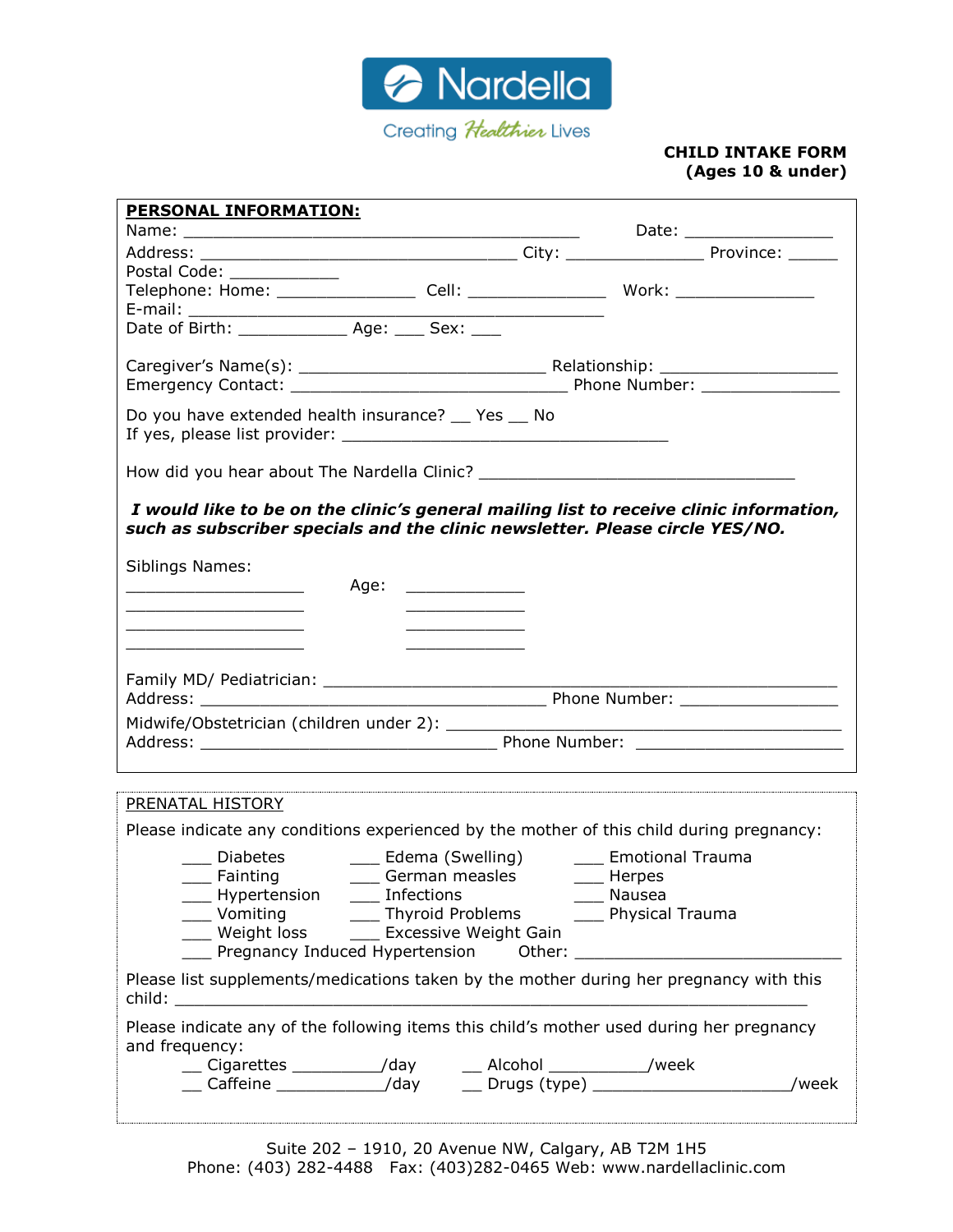Nardella

Creating Healthier Lives

**CHILD INTAKE FORM**
**(Ages 10 & under)**

**PERSONAL INFORMATION:**

Name: ___________________________________________ Date: ________________

Address: ___________________________________ City: _______________ Province: _____

Postal Code: ____________

Telephone: Home: _______________ Cell: _______________ Work: _______________

E-mail: ______________________________________________

Date of Birth: ____________ Age: ___ Sex: ___

Caregiver's Name(s): __________________________ Relationship: ___________________

Emergency Contact: ______________________________ Phone Number: _______________

Do you have extended health insurance? __ Yes __ No

If yes, please list provider: ____________________________________

How did you hear about The Nardella Clinic? __________________________________

***I would like to be on the clinic's general mailing list to receive clinic information, such as subscriber specials and the clinic newsletter. Please circle YES/NO.***

Siblings Names:

___________________ Age: ____________

___________________ ____________

___________________ ____________

___________________ ____________

Family MD/ Pediatrician: _______________________________________________________

Address: ______________________________________ Phone Number: ________________

Midwife/Obstetrician (children under 2): ________________________________________

Address: ________________________________ Phone Number: ______________________

PRENATAL HISTORY

Please indicate any conditions experienced by the mother of this child during pregnancy:

___ Diabetes
___ Fainting
___ Hypertension
___ Vomiting
___ Weight loss
___ Edema (Swelling)
___ German measles
___ Infections
___ Thyroid Problems
___ Excessive Weight Gain
___ Emotional Trauma
___ Herpes
___ Nausea
___ Physical Trauma
___ Pregnancy Induced Hypertension

Other: ____________________________

Please list supplements/medications taken by the mother during her pregnancy with this child: ______________________________________________________________________

Please indicate any of the following items this child's mother used during her pregnancy and frequency:

__ Cigarettes _________/day
__ Caffeine ___________/day
__ Alcohol __________/week
__ Drugs (type) ____________________/week

Suite 202 – 1910, 20 Avenue NW, Calgary, AB T2M 1H5
Phone: (403) 282-4488 Fax: (403)282-0465 Web: www.nardellaclinic.com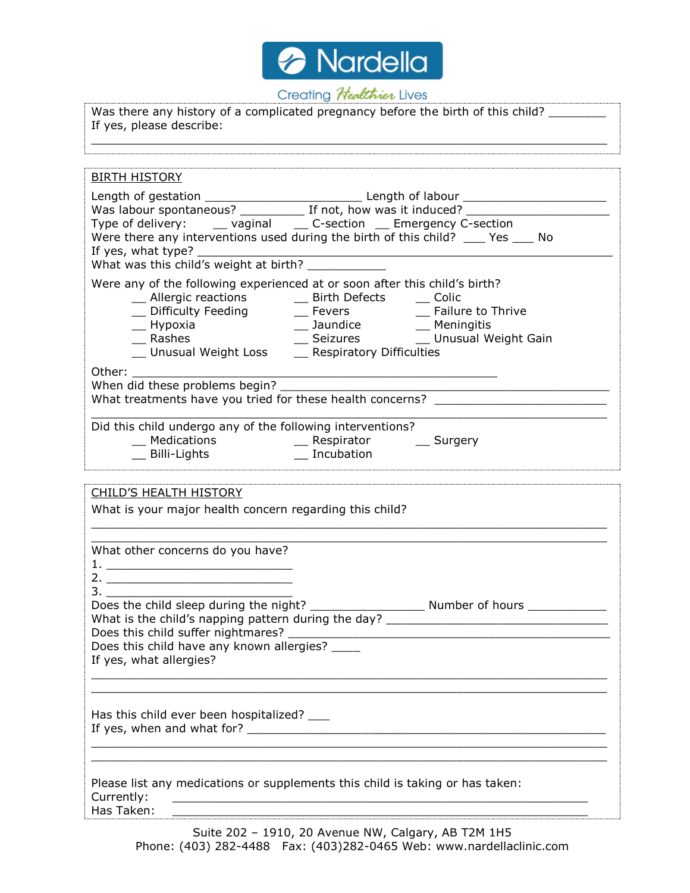Was there any history of a complicated pregnancy before the birth of this child? ________
If yes, please describe:
_____________________________________________________________________________

BIRTH HISTORY

Length of gestation _______________________ Length of labour _____________________
Was labour spontaneous? _________ If not, how was it induced? _____________________
Type of delivery: __ vaginal __ C-section __ Emergency C-section
Were there any interventions used during the birth of this child? ___ Yes ___ No
If yes, what type? _____________________________________________________________
What was this child's weight at birth? ___________

Were any of the following experienced at or soon after this child's birth?

- __ Allergic reactions
- __ Birth Defects
- __ Colic
- __ Difficulty Feeding
- __ Fevers
- __ Failure to Thrive
- __ Hypoxia
- __ Jaundice
- __ Meningitis
- __ Rashes
- __ Seizures
- __ Unusual Weight Gain
- __ Unusual Weight Loss
- __ Respiratory Difficulties

Other: _______________________________________________________
When did these problems begin? _________________________________________________
What treatments have you tried for these health concerns? _________________________
_____________________________________________________________________________

Did this child undergo any of the following interventions?

- __ Medications
- __ Respirator
- __ Surgery
- __ Billi-Lights
- __ Incubation

CHILD'S HEALTH HISTORY

What is your major health concern regarding this child?
_____________________________________________________________________________
_____________________________________________________________________________

What other concerns do you have?
1. ____________________________
2. ____________________________
3. ____________________________

Does the child sleep during the night? _________________ Number of hours ___________
What is the child's napping pattern during the day? _________________________________
Does this child suffer nightmares? _________________________________________________
Does this child have any known allergies? ____
If yes, what allergies?
_____________________________________________________________________________
_____________________________________________________________________________

Has this child ever been hospitalized? ___
If yes, when and what for? _____________________________________________________
_____________________________________________________________________________
_____________________________________________________________________________

Please list any medications or supplements this child is taking or has taken:
Currently: _______________________________________________________________
Has Taken: _______________________________________________________________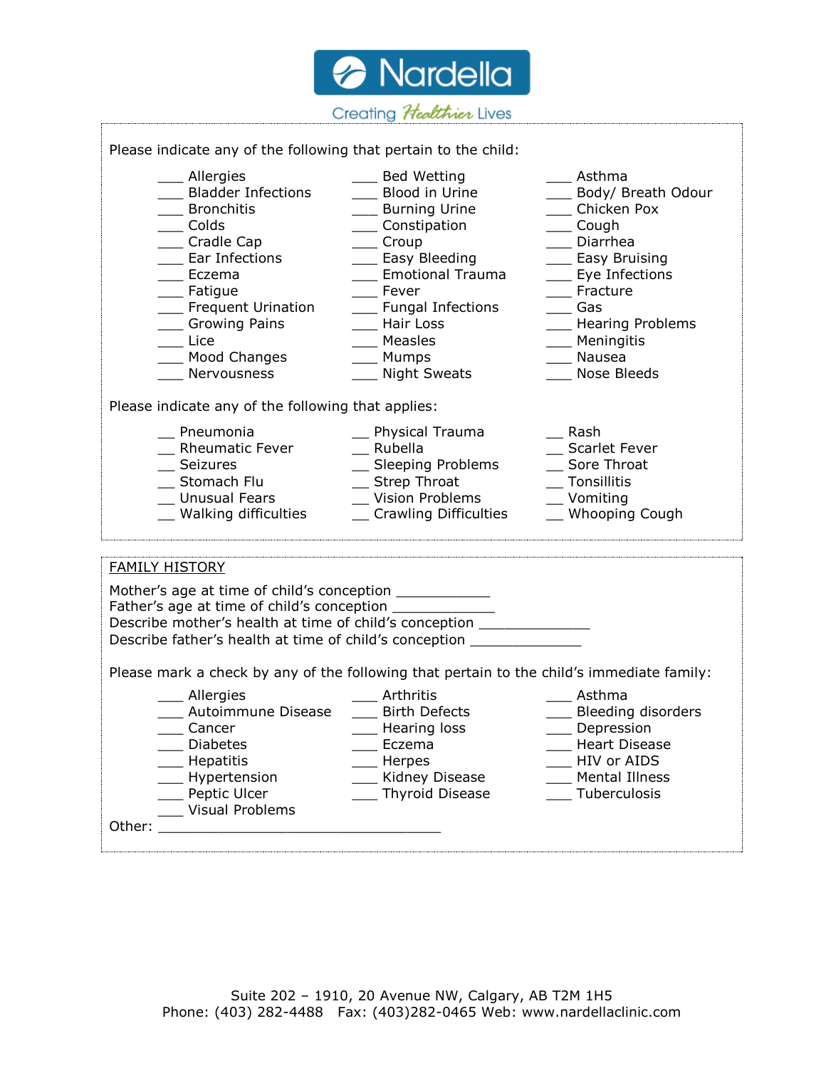Nardella
Creating Healthier Lives

Please indicate any of the following that pertain to the child:

| | | |
|---|---|---|
| ___ Allergies | ___ Bed Wetting | ___ Asthma |
| ___ Bladder Infections | ___ Blood in Urine | ___ Body/ Breath Odour |
| ___ Bronchitis | ___ Burning Urine | ___ Chicken Pox |
| ___ Colds | ___ Constipation | ___ Cough |
| ___ Cradle Cap | ___ Croup | ___ Diarrhea |
| ___ Ear Infections | ___ Easy Bleeding | ___ Easy Bruising |
| ___ Eczema | ___ Emotional Trauma | ___ Eye Infections |
| ___ Fatigue | ___ Fever | ___ Fracture |
| ___ Frequent Urination | ___ Fungal Infections | ___ Gas |
| ___ Growing Pains | ___ Hair Loss | ___ Hearing Problems |
| ___ Lice | ___ Measles | ___ Meningitis |
| ___ Mood Changes | ___ Mumps | ___ Nausea |
| ___ Nervousness | ___ Night Sweats | ___ Nose Bleeds |

Please indicate any of the following that applies:

| | | |
|---|---|---|
| __ Pneumonia | __ Physical Trauma | __ Rash |
| __ Rheumatic Fever | __ Rubella | __ Scarlet Fever |
| __ Seizures | __ Sleeping Problems | __ Sore Throat |
| __ Stomach Flu | __ Strep Throat | __ Tonsillitis |
| __ Unusual Fears | __ Vision Problems | __ Vomiting |
| __ Walking difficulties | __ Crawling Difficulties | __ Whooping Cough |

FAMILY HISTORY

Mother's age at time of child's conception ___________
Father's age at time of child's conception ____________
Describe mother's health at time of child's conception _____________
Describe father's health at time of child's conception _____________

Please mark a check by any of the following that pertain to the child's immediate family:

| | | |
|---|---|---|
| ___ Allergies | ___ Arthritis | ___ Asthma |
| ___ Autoimmune Disease | ___ Birth Defects | ___ Bleeding disorders |
| ___ Cancer | ___ Hearing loss | ___ Depression |
| ___ Diabetes | ___ Eczema | ___ Heart Disease |
| ___ Hepatitis | ___ Herpes | ___ HIV or AIDS |
| ___ Hypertension | ___ Kidney Disease | ___ Mental Illness |
| ___ Peptic Ulcer | ___ Thyroid Disease | ___ Tuberculosis |
| ___ Visual Problems | | |

Other: ________________________________

Suite 202 – 1910, 20 Avenue NW, Calgary, AB T2M 1H5
Phone: (403) 282-4488 Fax: (403)282-0465 Web: www.nardellaclinic.com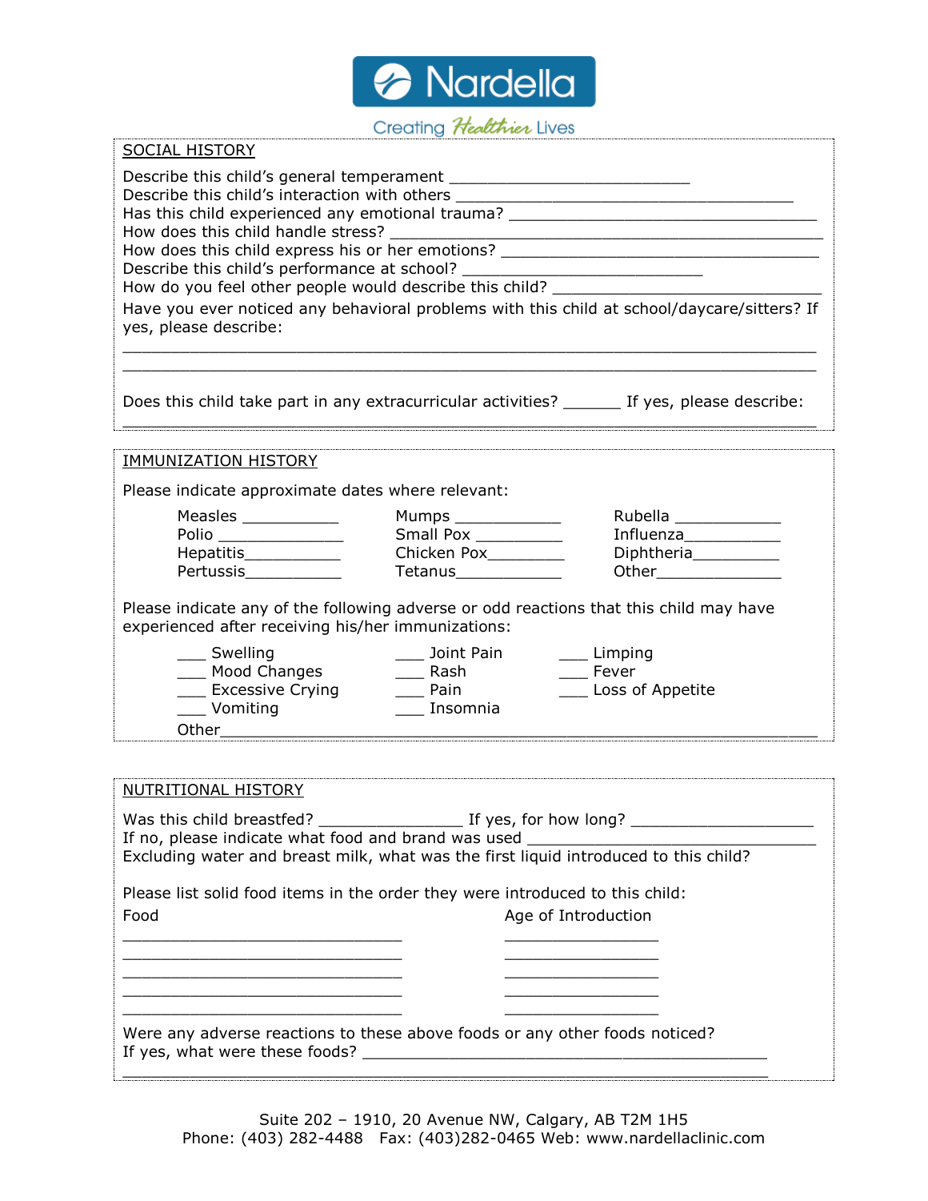Nardella

Creating Healthier Lives

## SOCIAL HISTORY

Describe this child's general temperament ___________________________

Describe this child's interaction with others ______________________________________

Has this child experienced any emotional trauma? __________________________________

How does this child handle stress? _________________________________________________

How does this child express his or her emotions? __________________________________

Describe this child's performance at school? ___________________________

How do you feel other people would describe this child? ______________________________

Have you ever noticed any behavioral problems with this child at school/daycare/sitters? If yes, please describe:

______________________________________________________________________________

______________________________________________________________________________

Does this child take part in any extracurricular activities? ______ If yes, please describe:

______________________________________________________________________________

## IMMUNIZATION HISTORY

Please indicate approximate dates where relevant:

| | | |
|---|---|---|
| Measles ___________ | Mumps ____________ | Rubella ____________ |
| Polio ______________ | Small Pox __________ | Influenza___________ |
| Hepatitis___________ | Chicken Pox_________ | Diphtheria__________ |
| Pertussis___________ | Tetanus____________ | Other______________ |

Please indicate any of the following adverse or odd reactions that this child may have experienced after receiving his/her immunizations:

| | | |
|---|---|---|
| ___ Swelling | ___ Joint Pain | ___ Limping |
| ___ Mood Changes | ___ Rash | ___ Fever |
| ___ Excessive Crying | ___ Pain | ___ Loss of Appetite |
| ___ Vomiting | ___ Insomnia | |

Other______________________________________________________________

## NUTRITIONAL HISTORY

Was this child breastfed? ________________ If yes, for how long? ____________________

If no, please indicate what food and brand was used _________________________________

Excluding water and breast milk, what was the first liquid introduced to this child?

Please list solid food items in the order they were introduced to this child:

| Food | Age of Introduction |
|---|---|
| ______________________________ | _________________ |
| ______________________________ | _________________ |
| ______________________________ | _________________ |
| ______________________________ | _________________ |
| ______________________________ | _________________ |

Were any adverse reactions to these above foods or any other foods noticed?

If yes, what were these foods? ____________________________________________

______________________________________________________________________

Suite 202 – 1910, 20 Avenue NW, Calgary, AB T2M 1H5

Phone: (403) 282-4488 Fax: (403)282-0465 Web: www.nardellaclinic.com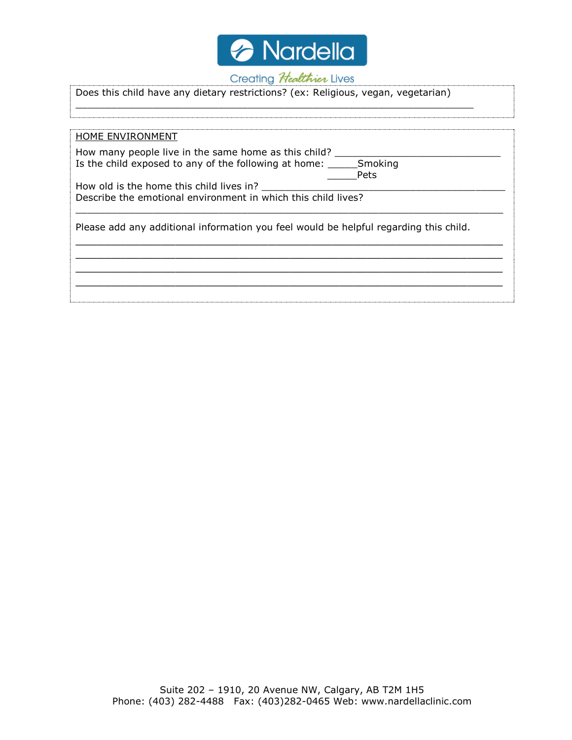Nardella

Creating Healthier Lives

Does this child have any dietary restrictions? (ex: Religious, vegan, vegetarian)
_________________________________________________________________

HOME ENVIRONMENT

How many people live in the same home as this child? ___________________________
Is the child exposed to any of the following at home: _____Smoking
_____Pets
How old is the home this child lives in? ________________________________________
Describe the emotional environment in which this child lives?
_______________________________________________________________________

Please add any additional information you feel would be helpful regarding this child.
_______________________________________________________________________
_______________________________________________________________________
_______________________________________________________________________
_______________________________________________________________________

Suite 202 – 1910, 20 Avenue NW, Calgary, AB T2M 1H5
Phone: (403) 282-4488 Fax: (403)282-0465 Web: www.nardellaclinic.com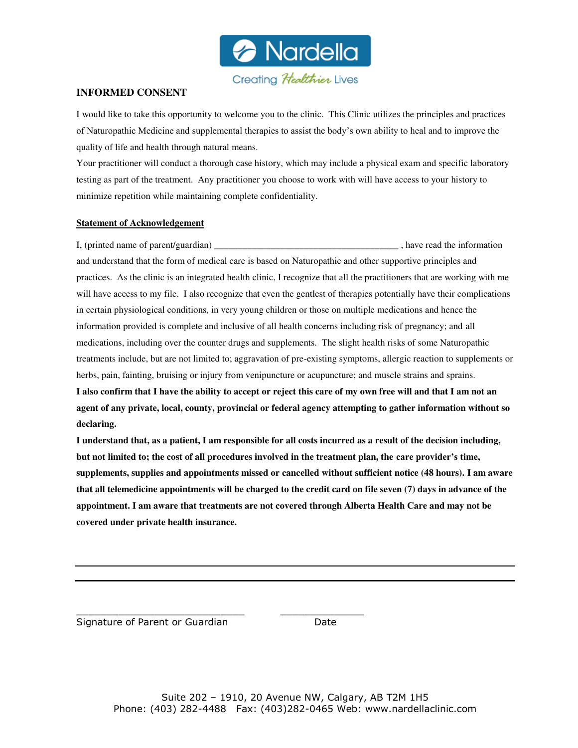Nardella

Creating Healthier Lives

## INFORMED CONSENT

I would like to take this opportunity to welcome you to the clinic. This Clinic utilizes the principles and practices of Naturopathic Medicine and supplemental therapies to assist the body's own ability to heal and to improve the quality of life and health through natural means.

Your practitioner will conduct a thorough case history, which may include a physical exam and specific laboratory testing as part of the treatment. Any practitioner you choose to work with will have access to your history to minimize repetition while maintaining complete confidentiality.

**Statement of Acknowledgement**

I, (printed name of parent/guardian) ________________________________________ , have read the information and understand that the form of medical care is based on Naturopathic and other supportive principles and practices. As the clinic is an integrated health clinic, I recognize that all the practitioners that are working with me will have access to my file. I also recognize that even the gentlest of therapies potentially have their complications in certain physiological conditions, in very young children or those on multiple medications and hence the information provided is complete and inclusive of all health concerns including risk of pregnancy; and all medications, including over the counter drugs and supplements. The slight health risks of some Naturopathic treatments include, but are not limited to; aggravation of pre-existing symptoms, allergic reaction to supplements or herbs, pain, fainting, bruising or injury from venipuncture or acupuncture; and muscle strains and sprains.

**I also confirm that I have the ability to accept or reject this care of my own free will and that I am not an agent of any private, local, county, provincial or federal agency attempting to gather information without so declaring.**

**I understand that, as a patient, I am responsible for all costs incurred as a result of the decision including, but not limited to; the cost of all procedures involved in the treatment plan, the care provider's time, supplements, supplies and appointments missed or cancelled without sufficient notice (48 hours). I am aware that all telemedicine appointments will be charged to the credit card on file seven (7) days in advance of the appointment. I am aware that treatments are not covered through Alberta Health Care and may not be covered under private health insurance.**

______________________________ ______________

Signature of Parent or Guardian Date

Suite 202 – 1910, 20 Avenue NW, Calgary, AB T2M 1H5
Phone: (403) 282-4488 Fax: (403)282-0465 Web: www.nardellaclinic.com